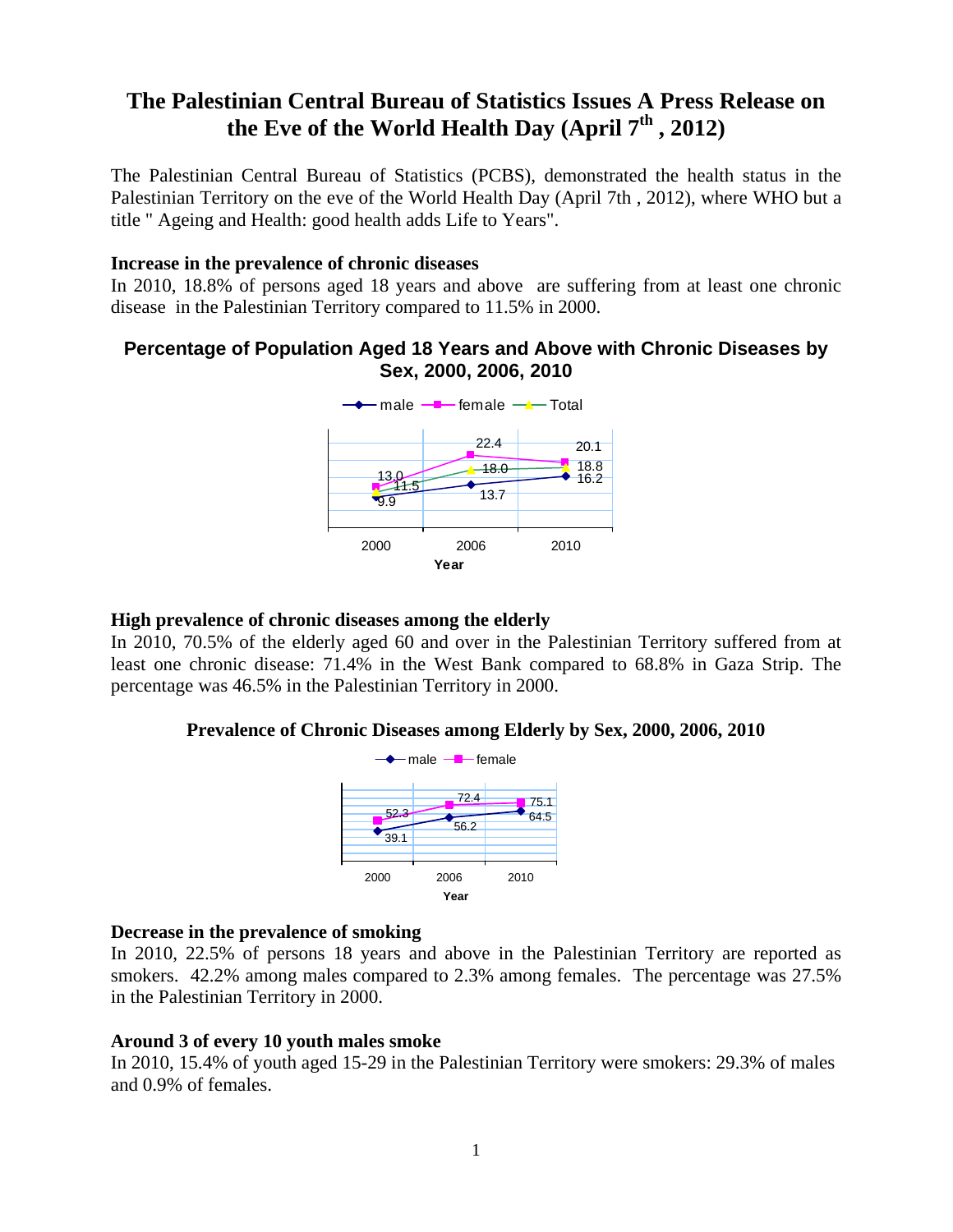# The Palestinian Central Bureau of Statistics Issues A Press Release on the Eve of the World Health Day (April 7th , 2012)

The Palestinian Central Bureau of Statistics (PCBS), demonstrated the health status in the Palestinian Territory on the eve of the World Health Day (April 7th , 2012), where WHO but a title " Ageing and Health: good health adds Life to Years".

### Increase in the prevalence of chronic diseases

In 2010, 18.8% of persons aged 18 years and above are suffering from at least one chronic disease in the Palestinian Territory compared to 11.5% in 2000.

### Percentage of Population Aged 18 Years and Above with Chronic Diseases by Sex, 2000, 2006, 2010

| Year | male | female | Total |
|---|---|---|---|
| 2000 | 9.9 | 13.0 | 11.5 |
| 2006 | 13.7 | 22.4 | 18.0 |
| 2010 | 16.2 | 20.1 | 18.8 |

### High prevalence of chronic diseases among the elderly

In 2010, 70.5% of the elderly aged 60 and over in the Palestinian Territory suffered from at least one chronic disease: 71.4% in the West Bank compared to 68.8% in Gaza Strip. The percentage was 46.5% in the Palestinian Territory in 2000.

### Prevalence of Chronic Diseases among Elderly by Sex, 2000, 2006, 2010

| Year | male | female |
|---|---|---|
| 2000 | 39.1 | 52.3 |
| 2006 | 56.2 | 72.4 |
| 2010 | 64.5 | 75.1 |

### Decrease in the prevalence of smoking

In 2010, 22.5% of persons 18 years and above in the Palestinian Territory are reported as smokers. 42.2% among males compared to 2.3% among females. The percentage was 27.5% in the Palestinian Territory in 2000.

### Around 3 of every 10 youth males smoke

In 2010, 15.4% of youth aged 15-29 in the Palestinian Territory were smokers: 29.3% of males and 0.9% of females.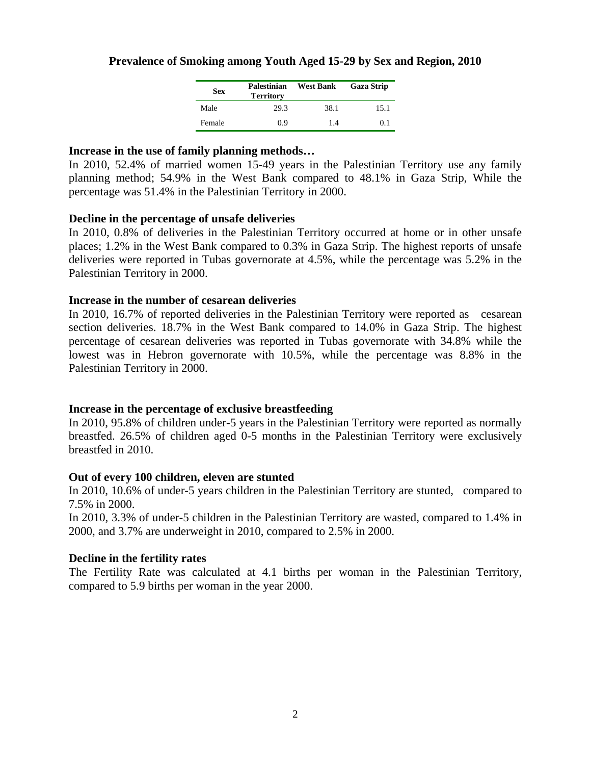**Prevalence of Smoking among Youth Aged 15-29 by Sex and Region, 2010**

| Sex | Palestinian Territory | West Bank | Gaza Strip |
|---|---|---|---|
| Male | 29.3 | 38.1 | 15.1 |
| Female | 0.9 | 1.4 | 0.1 |

**Increase in the use of family planning methods…**

In 2010, 52.4% of married women 15-49 years in the Palestinian Territory use any family planning method; 54.9% in the West Bank compared to 48.1% in Gaza Strip, While the percentage was 51.4% in the Palestinian Territory in 2000.

**Decline in the percentage of unsafe deliveries**

In 2010, 0.8% of deliveries in the Palestinian Territory occurred at home or in other unsafe places; 1.2% in the West Bank compared to 0.3% in Gaza Strip. The highest reports of unsafe deliveries were reported in Tubas governorate at 4.5%, while the percentage was 5.2% in the Palestinian Territory in 2000.

**Increase in the number of cesarean deliveries**

In 2010, 16.7% of reported deliveries in the Palestinian Territory were reported as cesarean section deliveries. 18.7% in the West Bank compared to 14.0% in Gaza Strip. The highest percentage of cesarean deliveries was reported in Tubas governorate with 34.8% while the lowest was in Hebron governorate with 10.5%, while the percentage was 8.8% in the Palestinian Territory in 2000.

**Increase in the percentage of exclusive breastfeeding**

In 2010, 95.8% of children under-5 years in the Palestinian Territory were reported as normally breastfed. 26.5% of children aged 0-5 months in the Palestinian Territory were exclusively breastfed in 2010.

**Out of every 100 children, eleven are stunted**

In 2010, 10.6% of under-5 years children in the Palestinian Territory are stunted, compared to 7.5% in 2000.

In 2010, 3.3% of under-5 children in the Palestinian Territory are wasted, compared to 1.4% in 2000, and 3.7% are underweight in 2010, compared to 2.5% in 2000.

**Decline in the fertility rates**

The Fertility Rate was calculated at 4.1 births per woman in the Palestinian Territory, compared to 5.9 births per woman in the year 2000.